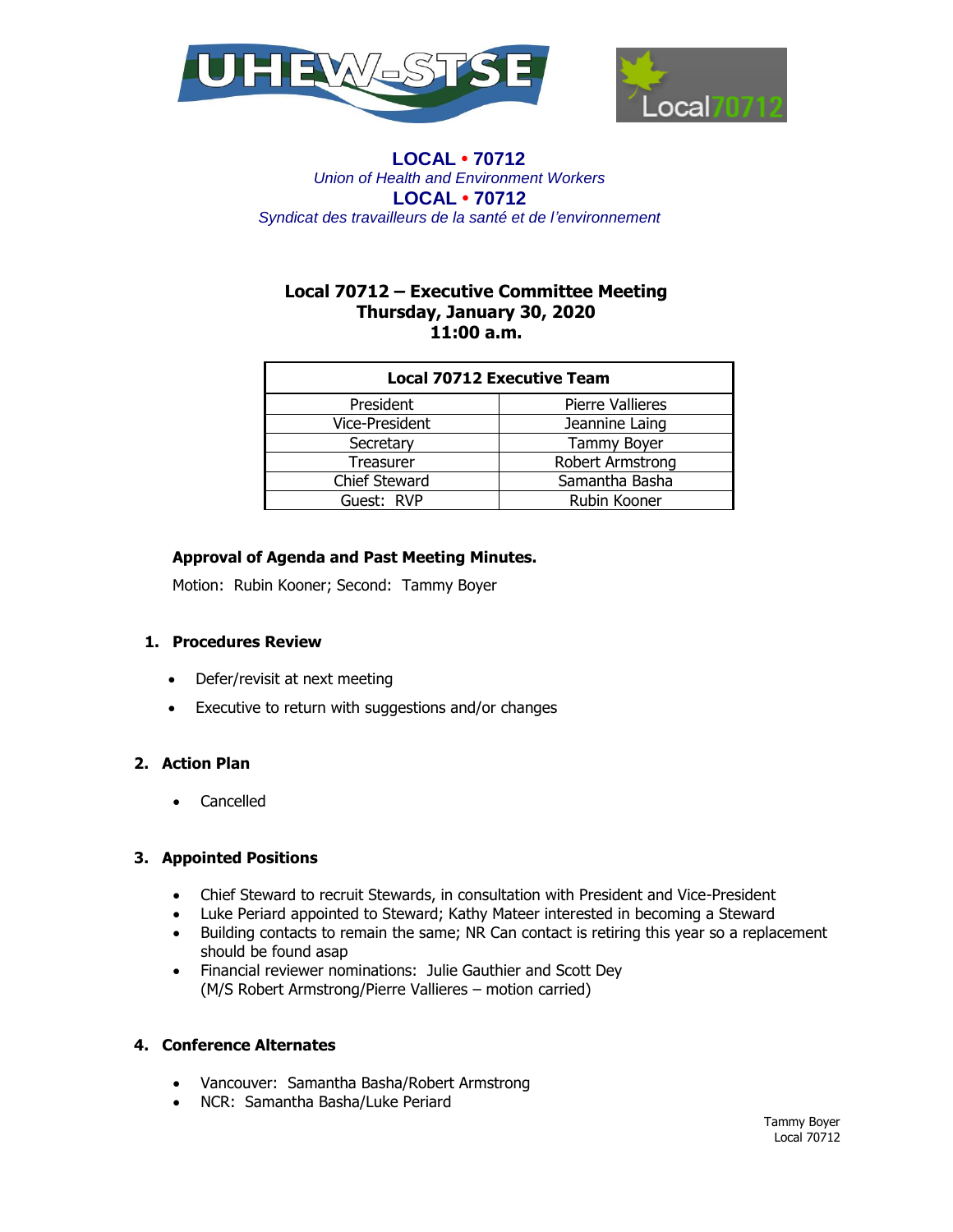**UHEW-STSE** | **Local70712**

**LOCAL • 70712**
*Union of Health and Environment Workers*
**LOCAL • 70712**
*Syndicat des travailleurs de la santé et de l'environnement*

## Local 70712 – Executive Committee Meeting
### Thursday, January 30, 2020
### 11:00 a.m.

| Local 70712 Executive Team | |
|---|---|
| President | Pierre Vallieres |
| Vice-President | Jeannine Laing |
| Secretary | Tammy Boyer |
| Treasurer | Robert Armstrong |
| Chief Steward | Samantha Basha |
| Guest: RVP | Rubin Kooner |

**Approval of Agenda and Past Meeting Minutes.**

Motion: Rubin Kooner; Second: Tammy Boyer

1. **Procedures Review**

   - Defer/revisit at next meeting
   - Executive to return with suggestions and/or changes

2. **Action Plan**

   - Cancelled

3. **Appointed Positions**

   - Chief Steward to recruit Stewards, in consultation with President and Vice-President
   - Luke Periard appointed to Steward; Kathy Mateer interested in becoming a Steward
   - Building contacts to remain the same; NR Can contact is retiring this year so a replacement should be found asap
   - Financial reviewer nominations: Julie Gauthier and Scott Dey
     (M/S Robert Armstrong/Pierre Vallieres – motion carried)

4. **Conference Alternates**

   - Vancouver: Samantha Basha/Robert Armstrong
   - NCR: Samantha Basha/Luke Periard

Tammy Boyer
Local 70712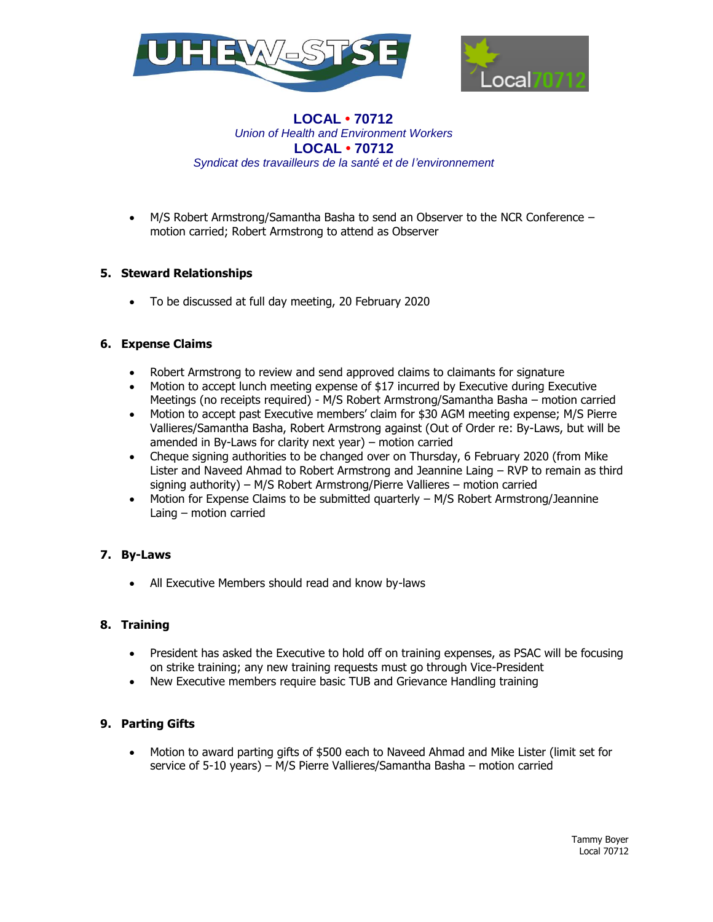- M/S Robert Armstrong/Samantha Basha to send an Observer to the NCR Conference – motion carried; Robert Armstrong to attend as Observer

**5. Steward Relationships**

- To be discussed at full day meeting, 20 February 2020

**6. Expense Claims**

- Robert Armstrong to review and send approved claims to claimants for signature
- Motion to accept lunch meeting expense of $17 incurred by Executive during Executive Meetings (no receipts required) - M/S Robert Armstrong/Samantha Basha – motion carried
- Motion to accept past Executive members' claim for $30 AGM meeting expense; M/S Pierre Vallieres/Samantha Basha, Robert Armstrong against (Out of Order re: By-Laws, but will be amended in By-Laws for clarity next year) – motion carried
- Cheque signing authorities to be changed over on Thursday, 6 February 2020 (from Mike Lister and Naveed Ahmad to Robert Armstrong and Jeannine Laing – RVP to remain as third signing authority) – M/S Robert Armstrong/Pierre Vallieres – motion carried
- Motion for Expense Claims to be submitted quarterly – M/S Robert Armstrong/Jeannine Laing – motion carried

**7. By-Laws**

- All Executive Members should read and know by-laws

**8. Training**

- President has asked the Executive to hold off on training expenses, as PSAC will be focusing on strike training; any new training requests must go through Vice-President
- New Executive members require basic TUB and Grievance Handling training

**9. Parting Gifts**

- Motion to award parting gifts of $500 each to Naveed Ahmad and Mike Lister (limit set for service of 5-10 years) – M/S Pierre Vallieres/Samantha Basha – motion carried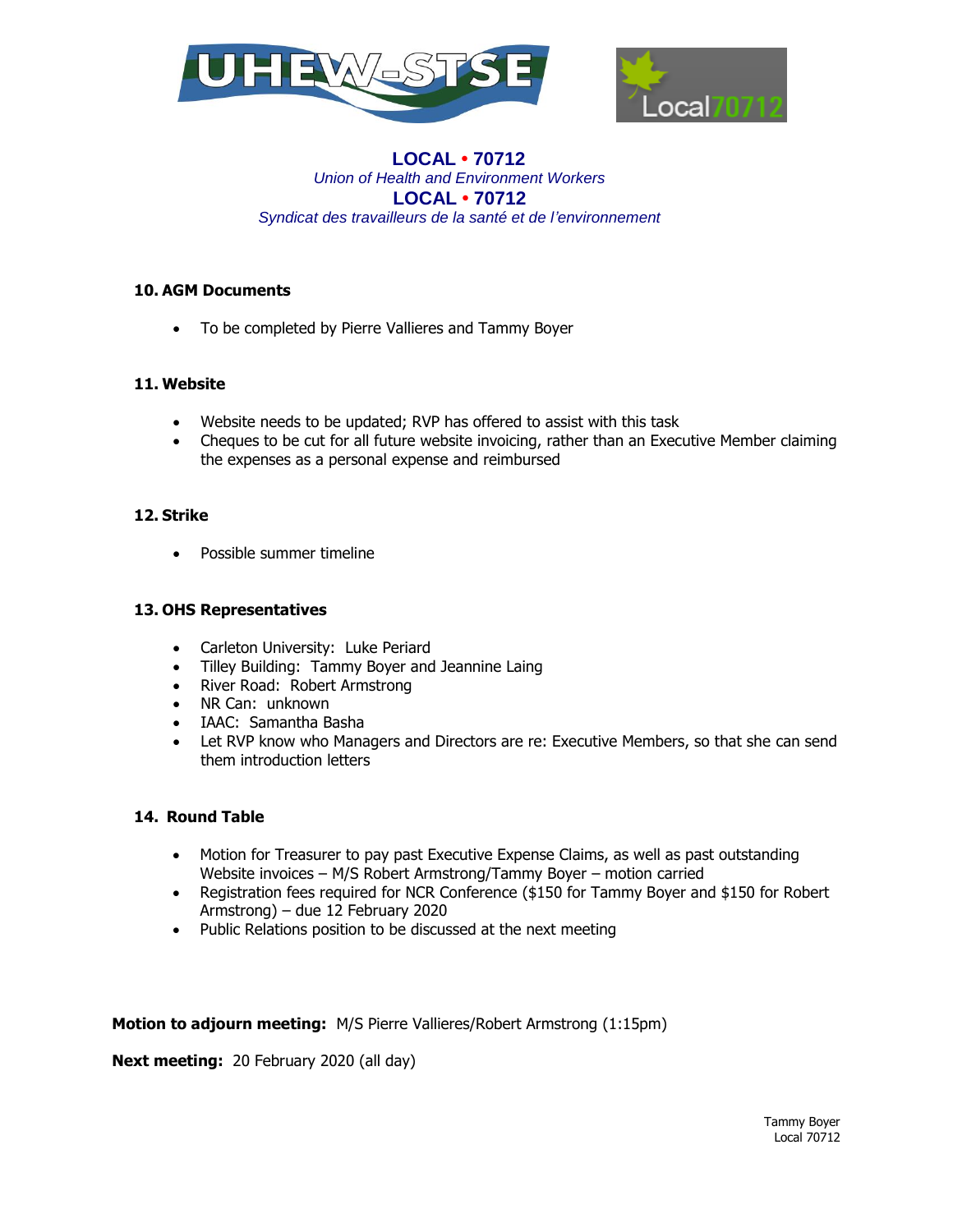**LOCAL • 70712**
*Union of Health and Environment Workers*
**LOCAL • 70712**
*Syndicat des travailleurs de la santé et de l'environnement*

### 10. AGM Documents

- To be completed by Pierre Vallieres and Tammy Boyer

### 11. Website

- Website needs to be updated; RVP has offered to assist with this task
- Cheques to be cut for all future website invoicing, rather than an Executive Member claiming the expenses as a personal expense and reimbursed

### 12. Strike

- Possible summer timeline

### 13. OHS Representatives

- Carleton University: Luke Periard
- Tilley Building: Tammy Boyer and Jeannine Laing
- River Road: Robert Armstrong
- NR Can: unknown
- IAAC: Samantha Basha
- Let RVP know who Managers and Directors are re: Executive Members, so that she can send them introduction letters

### 14. Round Table

- Motion for Treasurer to pay past Executive Expense Claims, as well as past outstanding Website invoices – M/S Robert Armstrong/Tammy Boyer – motion carried
- Registration fees required for NCR Conference ($150 for Tammy Boyer and $150 for Robert Armstrong) – due 12 February 2020
- Public Relations position to be discussed at the next meeting

**Motion to adjourn meeting:** M/S Pierre Vallieres/Robert Armstrong (1:15pm)

**Next meeting:** 20 February 2020 (all day)

Tammy Boyer
Local 70712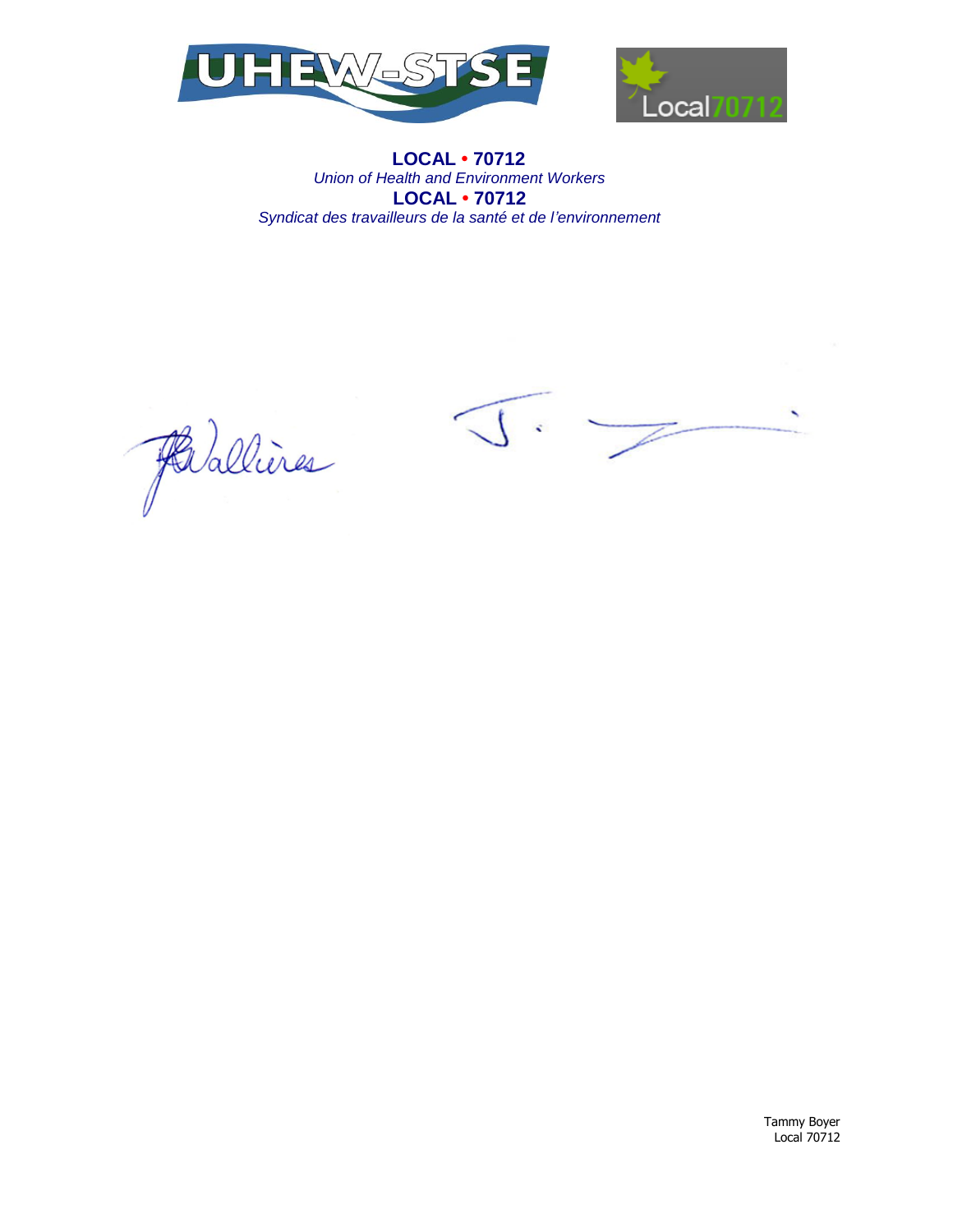**LOCAL • 70712**

*Union of Health and Environment Workers*

**LOCAL • 70712**

*Syndicat des travailleurs de la santé et de l'environnement*

Tammy Boyer
Local 70712